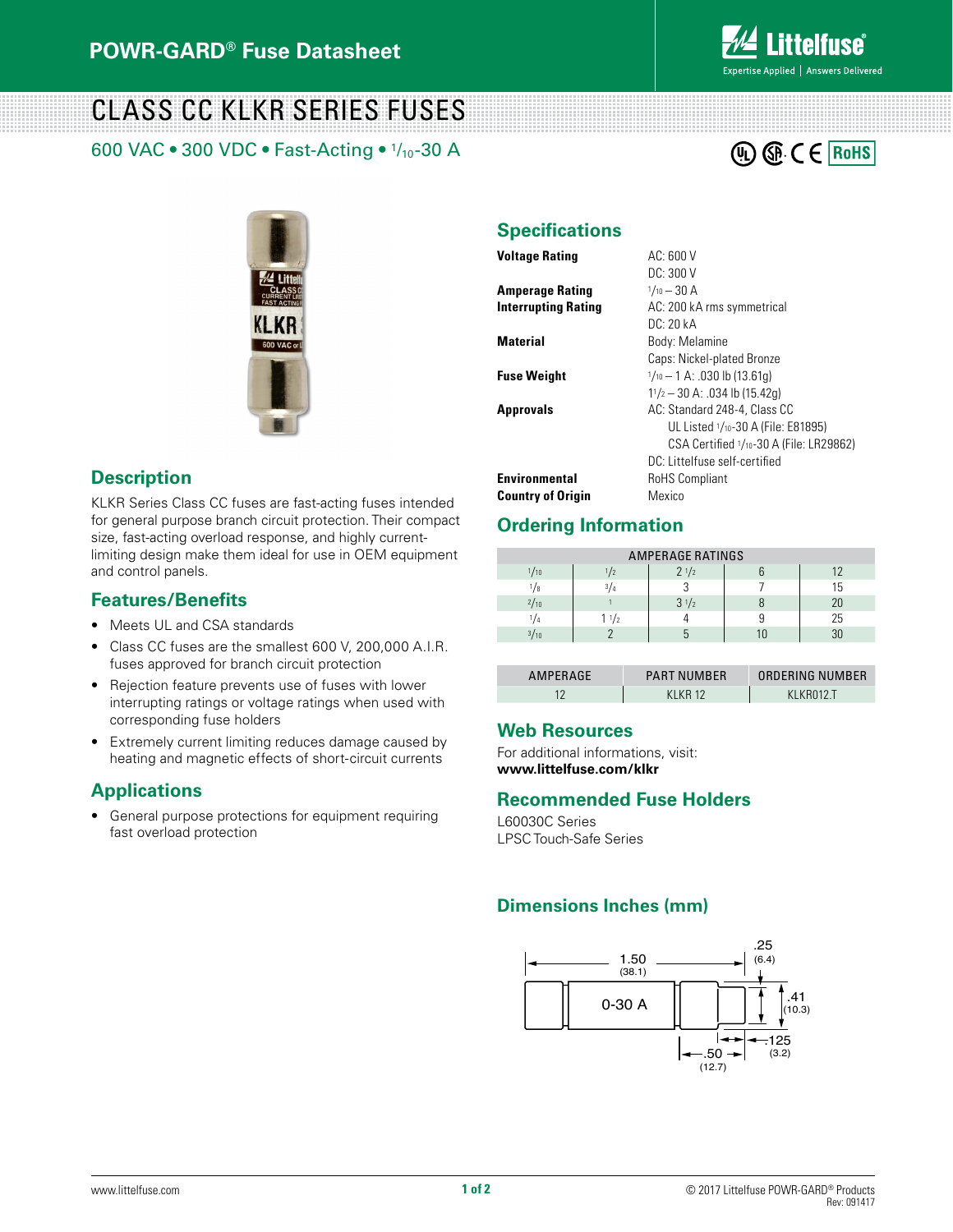# CLASS CC KLKR SERIES FUSES

600 VAC • 300 VDC • Fast-Acting • 1/10-30 A

## Description

KLKR Series Class CC fuses are fast-acting fuses intended for general purpose branch circuit protection. Their compact size, fast-acting overload response, and highly current-limiting design make them ideal for use in OEM equipment and control panels.

## Features/Benefits

- Meets UL and CSA standards
- Class CC fuses are the smallest 600 V, 200,000 A.I.R. fuses approved for branch circuit protection
- Rejection feature prevents use of fuses with lower interrupting ratings or voltage ratings when used with corresponding fuse holders
- Extremely current limiting reduces damage caused by heating and magnetic effects of short-circuit currents

## Applications

- General purpose protections for equipment requiring fast overload protection

## Specifications

| | |
|---|---|
| **Voltage Rating** | AC: 600 V<br>DC: 300 V |
| **Amperage Rating** | 1/10 – 30 A |
| **Interrupting Rating** | AC: 200 kA rms symmetrical<br>DC: 20 kA |
| **Material** | Body: Melamine<br>Caps: Nickel-plated Bronze |
| **Fuse Weight** | 1/10 – 1 A: .030 lb (13.61g)<br>1 1/2 – 30 A: .034 lb (15.42g) |
| **Approvals** | AC: Standard 248-4, Class CC<br>UL Listed 1/10-30 A (File: E81895)<br>CSA Certified 1/10-30 A (File: LR29862)<br>DC: Littelfuse self-certified |
| **Environmental** | RoHS Compliant |
| **Country of Origin** | Mexico |

## Ordering Information

| AMPERAGE RATINGS | | | | |
|---|---|---|---|---|
| 1/10 | 1/2 | 2 1/2 | 6 | 12 |
| 1/8 | 3/4 | 3 | 7 | 15 |
| 2/10 | 1 | 3 1/2 | 8 | 20 |
| 1/4 | 1 1/2 | 4 | 9 | 25 |
| 3/10 | 2 | 5 | 10 | 30 |

| AMPERAGE | PART NUMBER | ORDERING NUMBER |
|---|---|---|
| 12 | KLKR 12 | KLKR012.T |

## Web Resources

For additional informations, visit:
**www.littelfuse.com/klkr**

## Recommended Fuse Holders

L60030C Series
LPSC Touch-Safe Series

## Dimensions Inches (mm)

1.50 (38.1); .25 (6.4); .41 (10.3); .125 (3.2); .50 (12.7); 0-30 A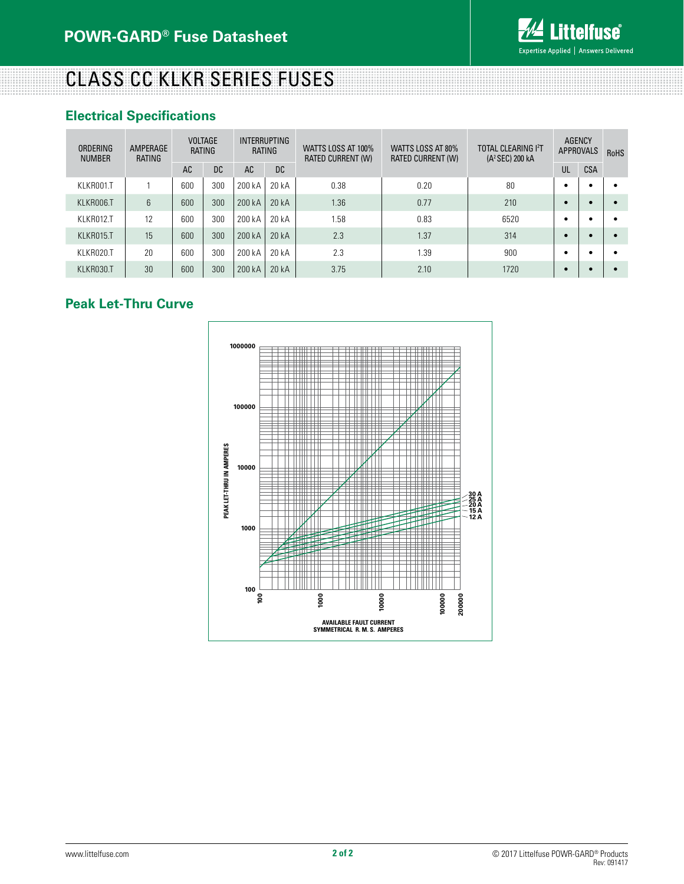# CLASS CC KLKR SERIES FUSES

## Electrical Specifications

| ORDERING NUMBER | AMPERAGE RATING | VOLTAGE RATING | | INTERRUPTING RATING | | WATTS LOSS AT 100% RATED CURRENT (W) | WATTS LOSS AT 80% RATED CURRENT (W) | TOTAL CLEARING $I^2T$ ($A^2$ SEC) 200 kA | AGENCY APPROVALS | | RoHS |
|---|---|---|---|---|---|---|---|---|---|---|---|
| | | AC | DC | AC | DC | | | | UL | CSA | |
| KLKR001.T | 1 | 600 | 300 | 200 kA | 20 kA | 0.38 | 0.20 | 80 | • | • | • |
| KLKR006.T | 6 | 600 | 300 | 200 kA | 20 kA | 1.36 | 0.77 | 210 | • | • | • |
| KLKR012.T | 12 | 600 | 300 | 200 kA | 20 kA | 1.58 | 0.83 | 6520 | • | • | • |
| KLKR015.T | 15 | 600 | 300 | 200 kA | 20 kA | 2.3 | 1.37 | 314 | • | • | • |
| KLKR020.T | 20 | 600 | 300 | 200 kA | 20 kA | 2.3 | 1.39 | 900 | • | • | • |
| KLKR030.T | 30 | 600 | 300 | 200 kA | 20 kA | 3.75 | 2.10 | 1720 | • | • | • |

## Peak Let-Thru Curve

PEAK LET-THRU IN AMPERES

1000000
100000
10000
1000
100

30 A
25 A
20 A
15 A
12 A

100
1000
10000
100000
200000

AVAILABLE FAULT CURRENT
SYMMETRICAL R. M. S. AMPERES

www.littelfuse.com

© 2017 Littelfuse POWR-GARD® Products
Rev: 091417